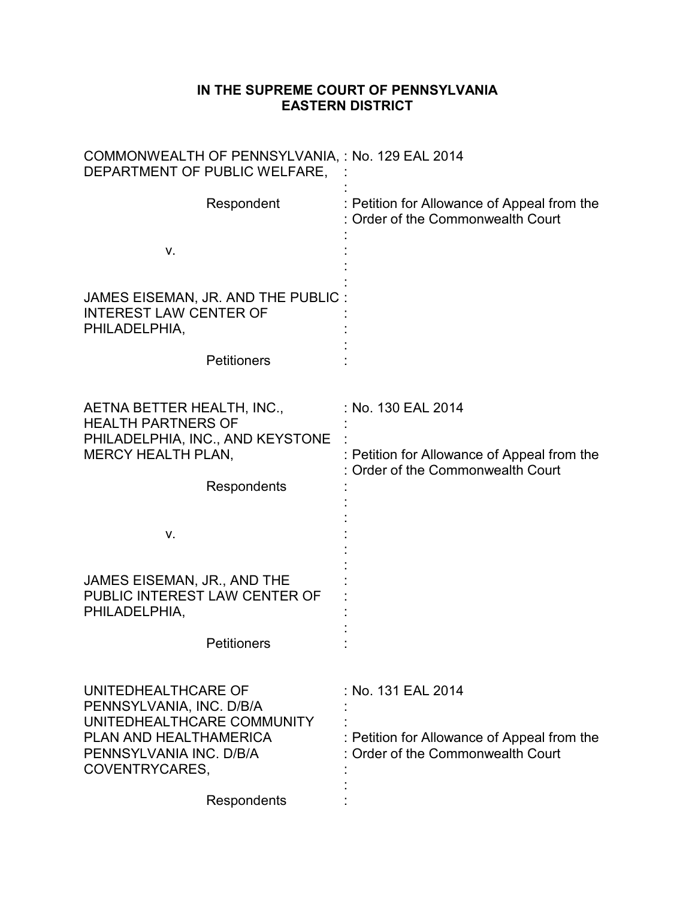**IN THE SUPREME COURT OF PENNSYLVANIA**
**EASTERN DISTRICT**

| | |
|---|---|
| COMMONWEALTH OF PENNSYLVANIA, DEPARTMENT OF PUBLIC WELFARE,<br><br>Respondent<br><br>v.<br><br>JAMES EISEMAN, JR. AND THE PUBLIC INTEREST LAW CENTER OF PHILADELPHIA,<br><br>Petitioners | : No. 129 EAL 2014<br><br>: Petition for Allowance of Appeal from the<br>: Order of the Commonwealth Court |
| AETNA BETTER HEALTH, INC., HEALTH PARTNERS OF PHILADELPHIA, INC., AND KEYSTONE MERCY HEALTH PLAN,<br><br>Respondents<br><br>v.<br><br>JAMES EISEMAN, JR., AND THE PUBLIC INTEREST LAW CENTER OF PHILADELPHIA,<br><br>Petitioners | : No. 130 EAL 2014<br><br>: Petition for Allowance of Appeal from the<br>: Order of the Commonwealth Court |
| UNITEDHEALTHCARE OF PENNSYLVANIA, INC. D/B/A UNITEDHEALTHCARE COMMUNITY PLAN AND HEALTHAMERICA PENNSYLVANIA INC. D/B/A COVENTRYCARES,<br><br>Respondents | : No. 131 EAL 2014<br><br>: Petition for Allowance of Appeal from the<br>: Order of the Commonwealth Court |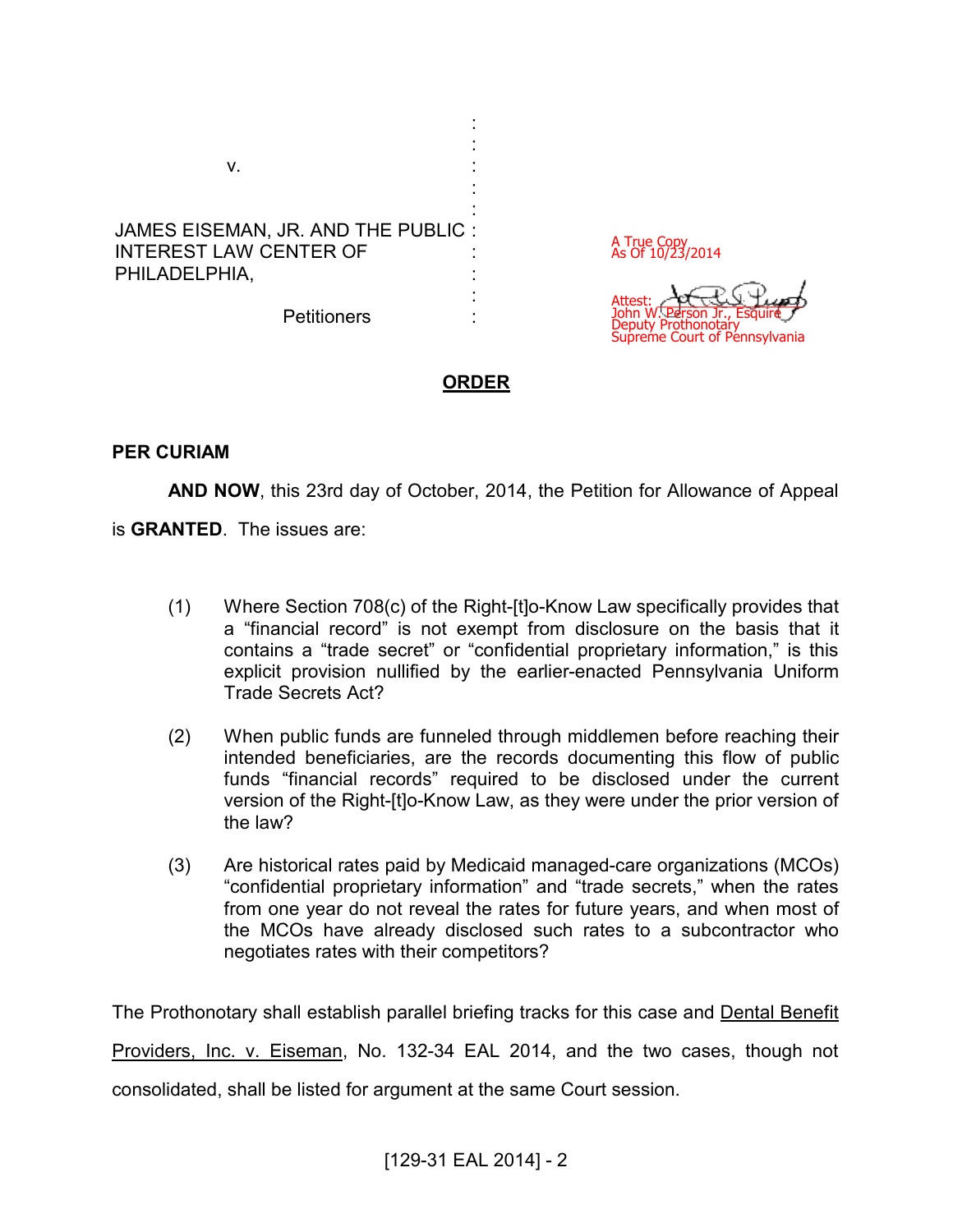v.

JAMES EISEMAN, JR. AND THE PUBLIC INTEREST LAW CENTER OF PHILADELPHIA,

Petitioners

A True Copy
As Of 10/23/2014

Attest:
John W. Person Jr., Esquire
Deputy Prothonotary
Supreme Court of Pennsylvania

## ORDER

**PER CURIAM**

**AND NOW**, this 23rd day of October, 2014, the Petition for Allowance of Appeal is **GRANTED**. The issues are:

(1) Where Section 708(c) of the Right-[t]o-Know Law specifically provides that a "financial record" is not exempt from disclosure on the basis that it contains a "trade secret" or "confidential proprietary information," is this explicit provision nullified by the earlier-enacted Pennsylvania Uniform Trade Secrets Act?

(2) When public funds are funneled through middlemen before reaching their intended beneficiaries, are the records documenting this flow of public funds "financial records" required to be disclosed under the current version of the Right-[t]o-Know Law, as they were under the prior version of the law?

(3) Are historical rates paid by Medicaid managed-care organizations (MCOs) "confidential proprietary information" and "trade secrets," when the rates from one year do not reveal the rates for future years, and when most of the MCOs have already disclosed such rates to a subcontractor who negotiates rates with their competitors?

The Prothonotary shall establish parallel briefing tracks for this case and Dental Benefit Providers, Inc. v. Eiseman, No. 132-34 EAL 2014, and the two cases, though not consolidated, shall be listed for argument at the same Court session.

[129-31 EAL 2014] - 2